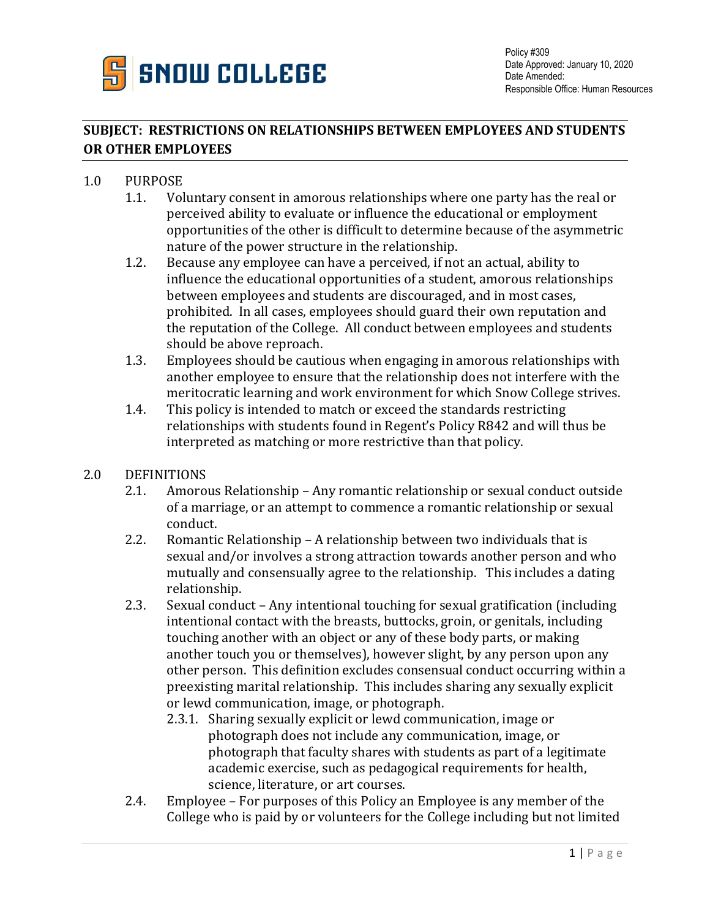**SNOW COLLEGE**

Policy #309
Date Approved: January 10, 2020
Date Amended:
Responsible Office: Human Resources

## SUBJECT: RESTRICTIONS ON RELATIONSHIPS BETWEEN EMPLOYEES AND STUDENTS OR OTHER EMPLOYEES

1.0 PURPOSE

1.1. Voluntary consent in amorous relationships where one party has the real or perceived ability to evaluate or influence the educational or employment opportunities of the other is difficult to determine because of the asymmetric nature of the power structure in the relationship.

1.2. Because any employee can have a perceived, if not an actual, ability to influence the educational opportunities of a student, amorous relationships between employees and students are discouraged, and in most cases, prohibited. In all cases, employees should guard their own reputation and the reputation of the College. All conduct between employees and students should be above reproach.

1.3. Employees should be cautious when engaging in amorous relationships with another employee to ensure that the relationship does not interfere with the meritocratic learning and work environment for which Snow College strives.

1.4. This policy is intended to match or exceed the standards restricting relationships with students found in Regent's Policy R842 and will thus be interpreted as matching or more restrictive than that policy.

2.0 DEFINITIONS

2.1. Amorous Relationship – Any romantic relationship or sexual conduct outside of a marriage, or an attempt to commence a romantic relationship or sexual conduct.

2.2. Romantic Relationship – A relationship between two individuals that is sexual and/or involves a strong attraction towards another person and who mutually and consensually agree to the relationship. This includes a dating relationship.

2.3. Sexual conduct – Any intentional touching for sexual gratification (including intentional contact with the breasts, buttocks, groin, or genitals, including touching another with an object or any of these body parts, or making another touch you or themselves), however slight, by any person upon any other person. This definition excludes consensual conduct occurring within a preexisting marital relationship. This includes sharing any sexually explicit or lewd communication, image, or photograph.

2.3.1. Sharing sexually explicit or lewd communication, image or photograph does not include any communication, image, or photograph that faculty shares with students as part of a legitimate academic exercise, such as pedagogical requirements for health, science, literature, or art courses.

2.4. Employee – For purposes of this Policy an Employee is any member of the College who is paid by or volunteers for the College including but not limited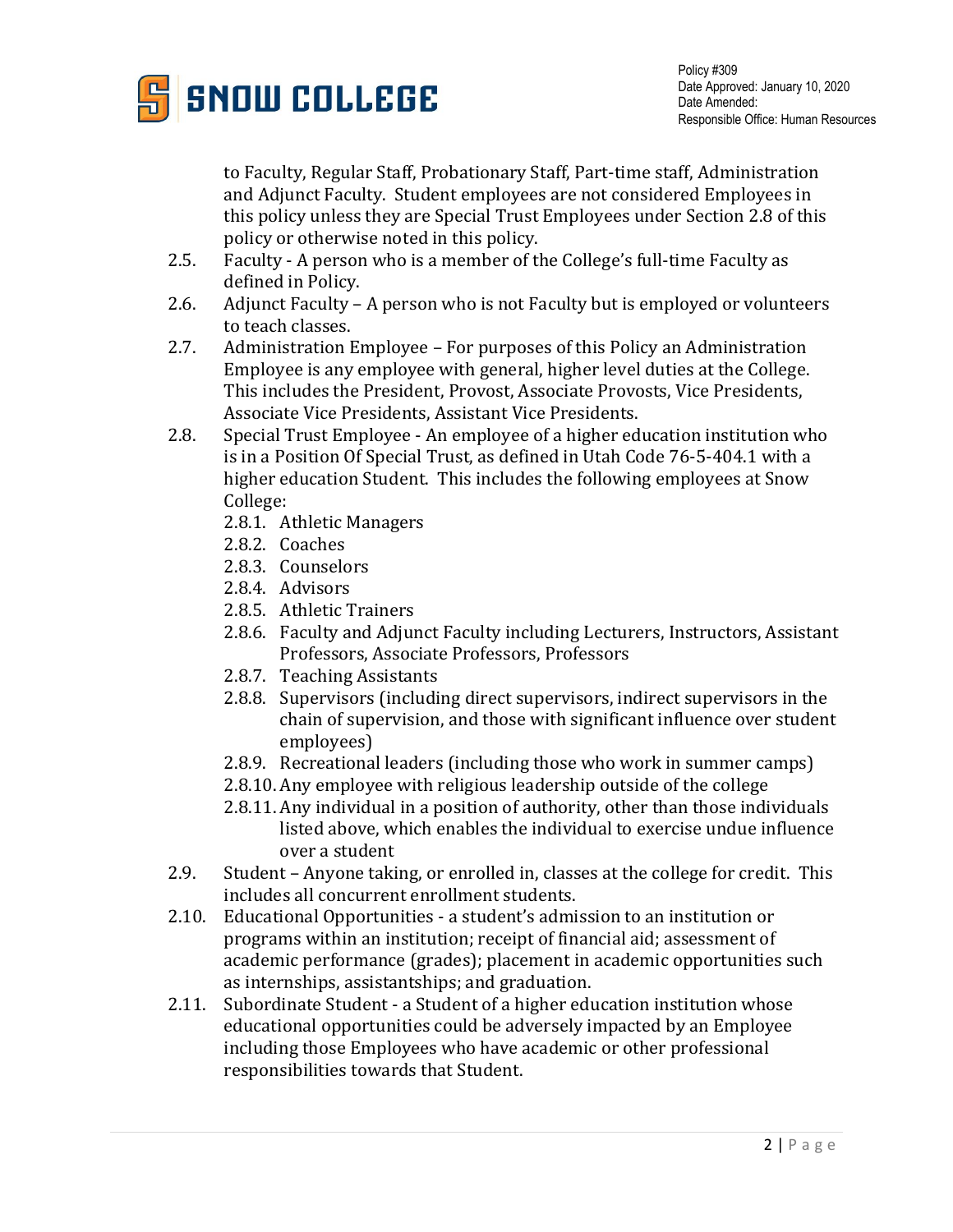to Faculty, Regular Staff, Probationary Staff, Part-time staff, Administration and Adjunct Faculty. Student employees are not considered Employees in this policy unless they are Special Trust Employees under Section 2.8 of this policy or otherwise noted in this policy.

2.5. Faculty - A person who is a member of the College's full-time Faculty as defined in Policy.

2.6. Adjunct Faculty – A person who is not Faculty but is employed or volunteers to teach classes.

2.7. Administration Employee – For purposes of this Policy an Administration Employee is any employee with general, higher level duties at the College. This includes the President, Provost, Associate Provosts, Vice Presidents, Associate Vice Presidents, Assistant Vice Presidents.

2.8. Special Trust Employee - An employee of a higher education institution who is in a Position Of Special Trust, as defined in Utah Code 76-5-404.1 with a higher education Student. This includes the following employees at Snow College:

- 2.8.1. Athletic Managers
- 2.8.2. Coaches
- 2.8.3. Counselors
- 2.8.4. Advisors
- 2.8.5. Athletic Trainers
- 2.8.6. Faculty and Adjunct Faculty including Lecturers, Instructors, Assistant Professors, Associate Professors, Professors
- 2.8.7. Teaching Assistants
- 2.8.8. Supervisors (including direct supervisors, indirect supervisors in the chain of supervision, and those with significant influence over student employees)
- 2.8.9. Recreational leaders (including those who work in summer camps)
- 2.8.10. Any employee with religious leadership outside of the college
- 2.8.11. Any individual in a position of authority, other than those individuals listed above, which enables the individual to exercise undue influence over a student

2.9. Student – Anyone taking, or enrolled in, classes at the college for credit. This includes all concurrent enrollment students.

2.10. Educational Opportunities - a student's admission to an institution or programs within an institution; receipt of financial aid; assessment of academic performance (grades); placement in academic opportunities such as internships, assistantships; and graduation.

2.11. Subordinate Student - a Student of a higher education institution whose educational opportunities could be adversely impacted by an Employee including those Employees who have academic or other professional responsibilities towards that Student.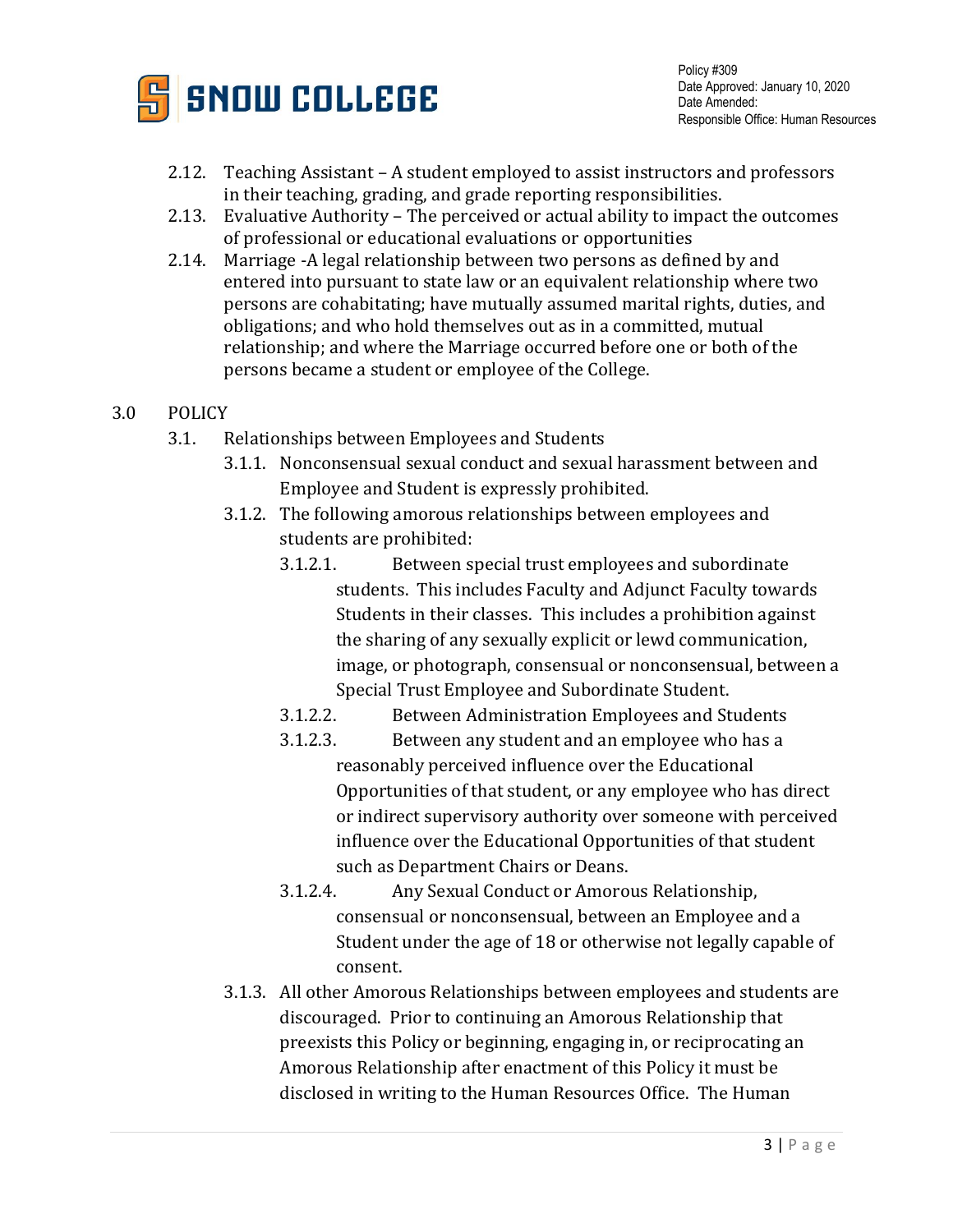2.12. Teaching Assistant – A student employed to assist instructors and professors in their teaching, grading, and grade reporting responsibilities.

2.13. Evaluative Authority – The perceived or actual ability to impact the outcomes of professional or educational evaluations or opportunities

2.14. Marriage -A legal relationship between two persons as defined by and entered into pursuant to state law or an equivalent relationship where two persons are cohabitating; have mutually assumed marital rights, duties, and obligations; and who hold themselves out as in a committed, mutual relationship; and where the Marriage occurred before one or both of the persons became a student or employee of the College.

## 3.0 POLICY

3.1. Relationships between Employees and Students

3.1.1. Nonconsensual sexual conduct and sexual harassment between and Employee and Student is expressly prohibited.

3.1.2. The following amorous relationships between employees and students are prohibited:

3.1.2.1. Between special trust employees and subordinate students. This includes Faculty and Adjunct Faculty towards Students in their classes. This includes a prohibition against the sharing of any sexually explicit or lewd communication, image, or photograph, consensual or nonconsensual, between a Special Trust Employee and Subordinate Student.

3.1.2.2. Between Administration Employees and Students

3.1.2.3. Between any student and an employee who has a reasonably perceived influence over the Educational Opportunities of that student, or any employee who has direct or indirect supervisory authority over someone with perceived influence over the Educational Opportunities of that student such as Department Chairs or Deans.

3.1.2.4. Any Sexual Conduct or Amorous Relationship, consensual or nonconsensual, between an Employee and a Student under the age of 18 or otherwise not legally capable of consent.

3.1.3. All other Amorous Relationships between employees and students are discouraged. Prior to continuing an Amorous Relationship that preexists this Policy or beginning, engaging in, or reciprocating an Amorous Relationship after enactment of this Policy it must be disclosed in writing to the Human Resources Office. The Human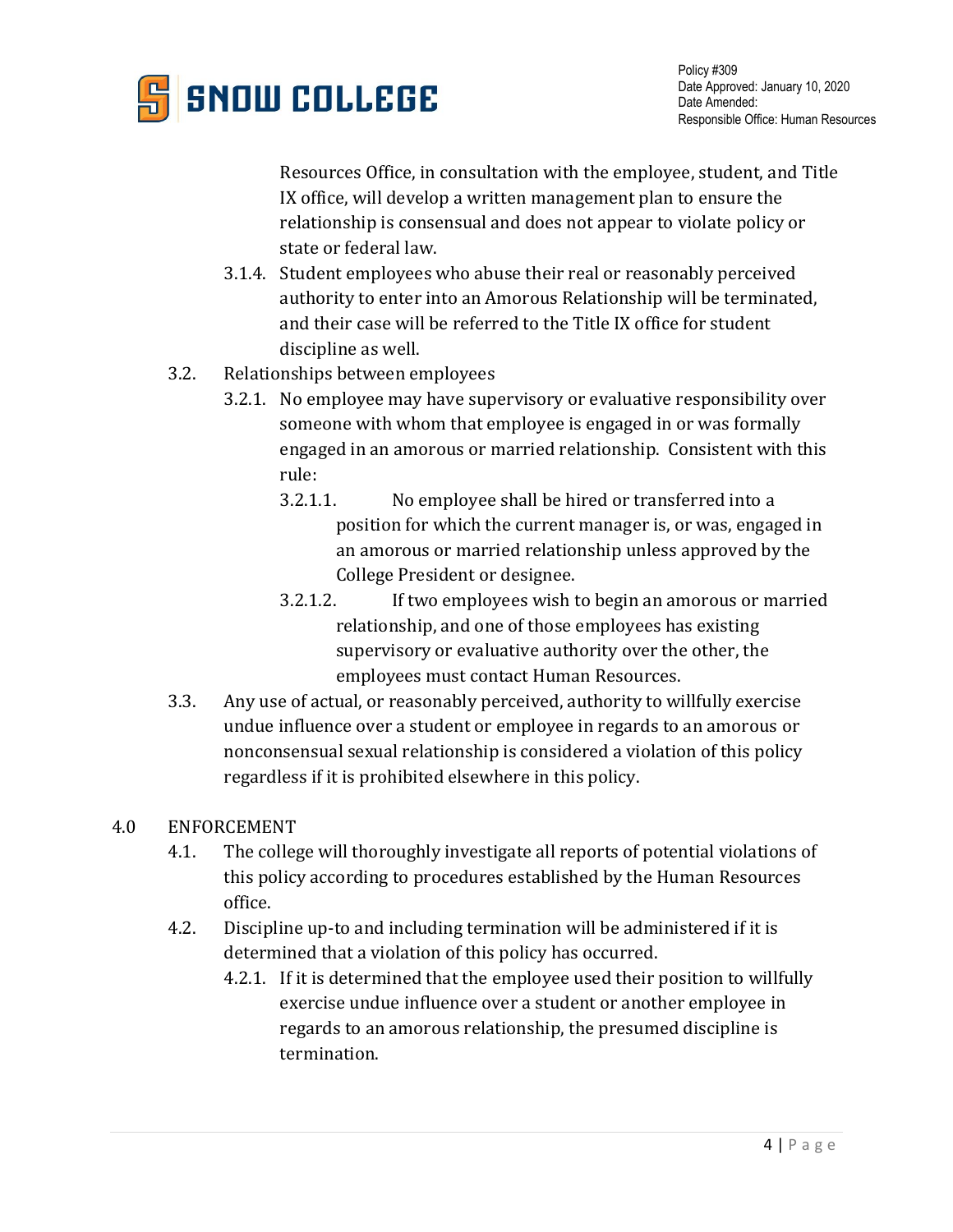Resources Office, in consultation with the employee, student, and Title IX office, will develop a written management plan to ensure the relationship is consensual and does not appear to violate policy or state or federal law.

- 3.1.4. Student employees who abuse their real or reasonably perceived authority to enter into an Amorous Relationship will be terminated, and their case will be referred to the Title IX office for student discipline as well.

3.2. Relationships between employees

- 3.2.1. No employee may have supervisory or evaluative responsibility over someone with whom that employee is engaged in or was formally engaged in an amorous or married relationship. Consistent with this rule:
  - 3.2.1.1. No employee shall be hired or transferred into a position for which the current manager is, or was, engaged in an amorous or married relationship unless approved by the College President or designee.
  - 3.2.1.2. If two employees wish to begin an amorous or married relationship, and one of those employees has existing supervisory or evaluative authority over the other, the employees must contact Human Resources.

3.3. Any use of actual, or reasonably perceived, authority to willfully exercise undue influence over a student or employee in regards to an amorous or nonconsensual sexual relationship is considered a violation of this policy regardless if it is prohibited elsewhere in this policy.

## 4.0 ENFORCEMENT

4.1. The college will thoroughly investigate all reports of potential violations of this policy according to procedures established by the Human Resources office.

4.2. Discipline up-to and including termination will be administered if it is determined that a violation of this policy has occurred.

- 4.2.1. If it is determined that the employee used their position to willfully exercise undue influence over a student or another employee in regards to an amorous relationship, the presumed discipline is termination.